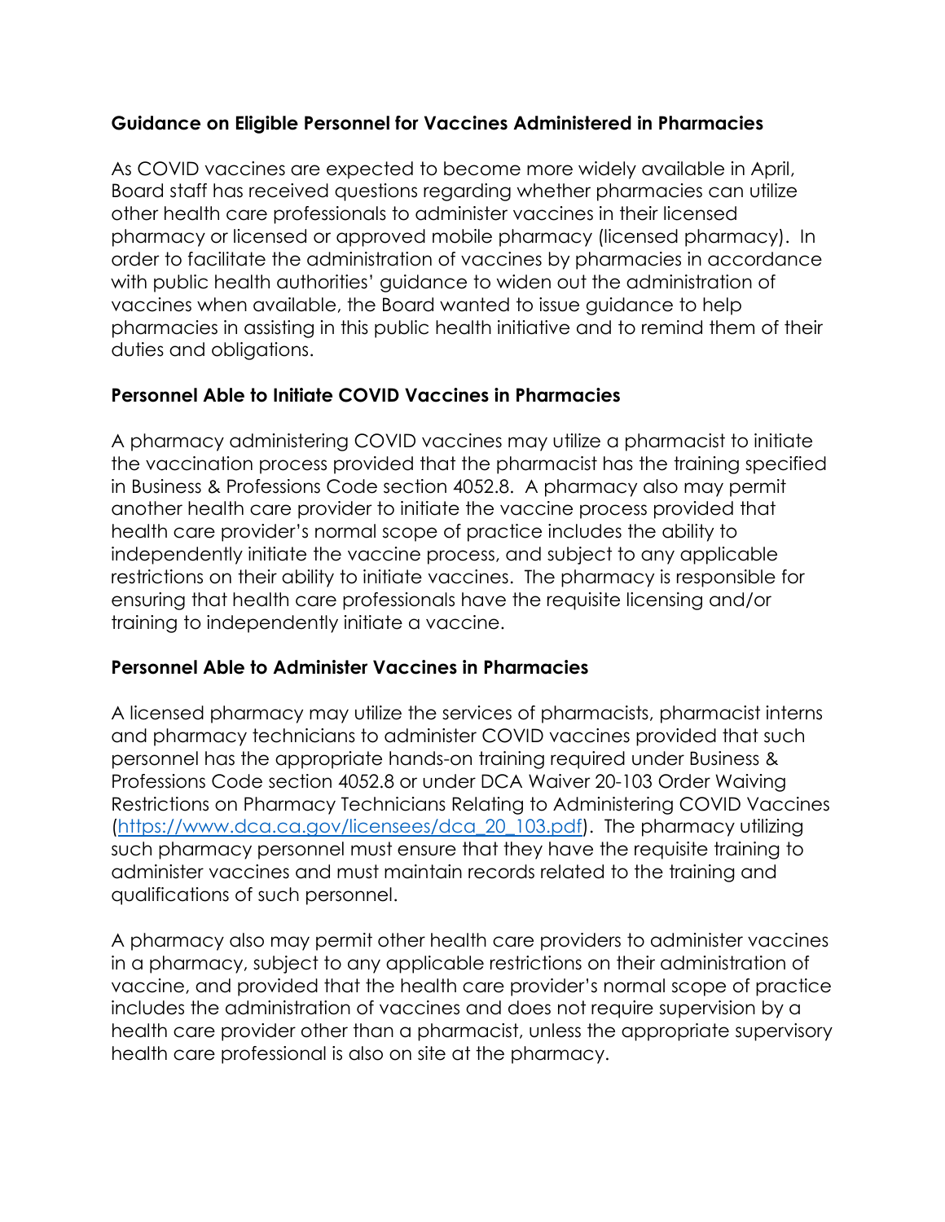## Guidance on Eligible Personnel for Vaccines Administered in Pharmacies

As COVID vaccines are expected to become more widely available in April, Board staff has received questions regarding whether pharmacies can utilize other health care professionals to administer vaccines in their licensed pharmacy or licensed or approved mobile pharmacy (licensed pharmacy). In order to facilitate the administration of vaccines by pharmacies in accordance with public health authorities' guidance to widen out the administration of vaccines when available, the Board wanted to issue guidance to help pharmacies in assisting in this public health initiative and to remind them of their duties and obligations.

### Personnel Able to Initiate COVID Vaccines in Pharmacies

A pharmacy administering COVID vaccines may utilize a pharmacist to initiate the vaccination process provided that the pharmacist has the training specified in Business & Professions Code section 4052.8. A pharmacy also may permit another health care provider to initiate the vaccine process provided that health care provider's normal scope of practice includes the ability to independently initiate the vaccine process, and subject to any applicable restrictions on their ability to initiate vaccines. The pharmacy is responsible for ensuring that health care professionals have the requisite licensing and/or training to independently initiate a vaccine.

### Personnel Able to Administer Vaccines in Pharmacies

A licensed pharmacy may utilize the services of pharmacists, pharmacist interns and pharmacy technicians to administer COVID vaccines provided that such personnel has the appropriate hands-on training required under Business & Professions Code section 4052.8 or under DCA Waiver 20-103 Order Waiving Restrictions on Pharmacy Technicians Relating to Administering COVID Vaccines ([https://www.dca.ca.gov/licensees/dca_20_103.pdf](https://www.dca.ca.gov/licensees/dca_20_103.pdf)). The pharmacy utilizing such pharmacy personnel must ensure that they have the requisite training to administer vaccines and must maintain records related to the training and qualifications of such personnel.

A pharmacy also may permit other health care providers to administer vaccines in a pharmacy, subject to any applicable restrictions on their administration of vaccine, and provided that the health care provider's normal scope of practice includes the administration of vaccines and does not require supervision by a health care provider other than a pharmacist, unless the appropriate supervisory health care professional is also on site at the pharmacy.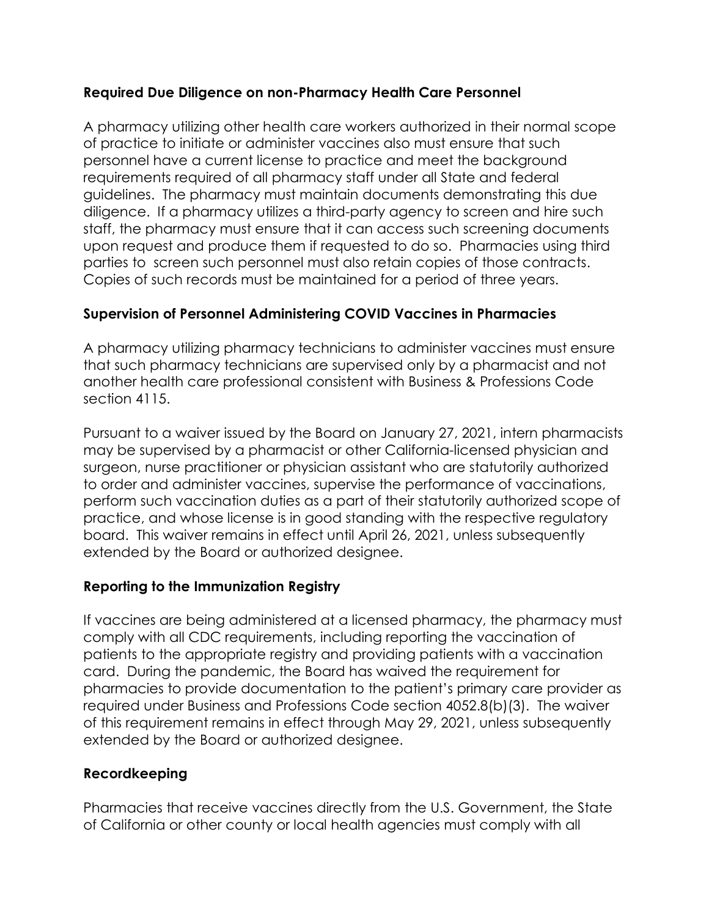**Required Due Diligence on non-Pharmacy Health Care Personnel**

A pharmacy utilizing other health care workers authorized in their normal scope of practice to initiate or administer vaccines also must ensure that such personnel have a current license to practice and meet the background requirements required of all pharmacy staff under all State and federal guidelines. The pharmacy must maintain documents demonstrating this due diligence. If a pharmacy utilizes a third-party agency to screen and hire such staff, the pharmacy must ensure that it can access such screening documents upon request and produce them if requested to do so. Pharmacies using third parties to screen such personnel must also retain copies of those contracts. Copies of such records must be maintained for a period of three years.

**Supervision of Personnel Administering COVID Vaccines in Pharmacies**

A pharmacy utilizing pharmacy technicians to administer vaccines must ensure that such pharmacy technicians are supervised only by a pharmacist and not another health care professional consistent with Business & Professions Code section 4115.

Pursuant to a waiver issued by the Board on January 27, 2021, intern pharmacists may be supervised by a pharmacist or other California-licensed physician and surgeon, nurse practitioner or physician assistant who are statutorily authorized to order and administer vaccines, supervise the performance of vaccinations, perform such vaccination duties as a part of their statutorily authorized scope of practice, and whose license is in good standing with the respective regulatory board. This waiver remains in effect until April 26, 2021, unless subsequently extended by the Board or authorized designee.

**Reporting to the Immunization Registry**

If vaccines are being administered at a licensed pharmacy, the pharmacy must comply with all CDC requirements, including reporting the vaccination of patients to the appropriate registry and providing patients with a vaccination card. During the pandemic, the Board has waived the requirement for pharmacies to provide documentation to the patient's primary care provider as required under Business and Professions Code section 4052.8(b)(3). The waiver of this requirement remains in effect through May 29, 2021, unless subsequently extended by the Board or authorized designee.

**Recordkeeping**

Pharmacies that receive vaccines directly from the U.S. Government, the State of California or other county or local health agencies must comply with all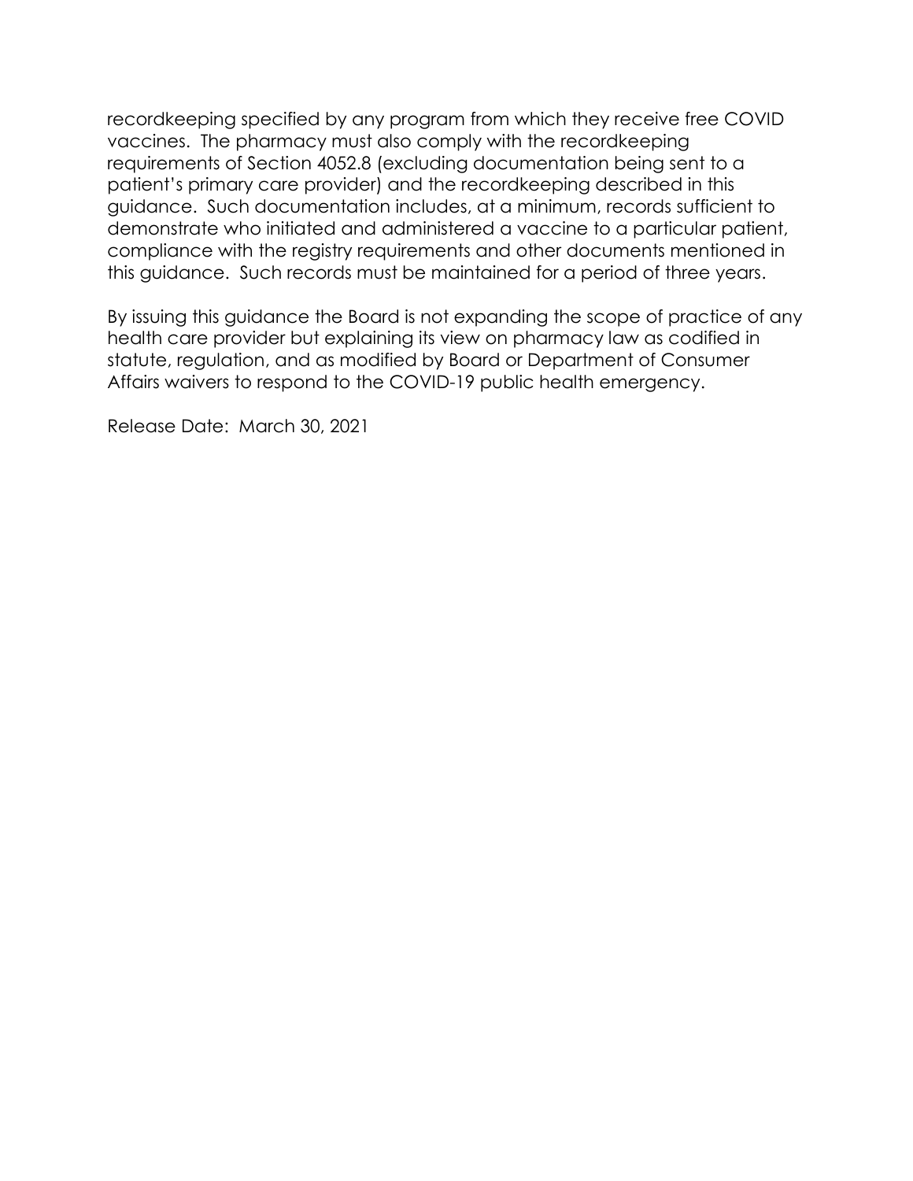recordkeeping specified by any program from which they receive free COVID vaccines. The pharmacy must also comply with the recordkeeping requirements of Section 4052.8 (excluding documentation being sent to a patient's primary care provider) and the recordkeeping described in this guidance. Such documentation includes, at a minimum, records sufficient to demonstrate who initiated and administered a vaccine to a particular patient, compliance with the registry requirements and other documents mentioned in this guidance. Such records must be maintained for a period of three years.

By issuing this guidance the Board is not expanding the scope of practice of any health care provider but explaining its view on pharmacy law as codified in statute, regulation, and as modified by Board or Department of Consumer Affairs waivers to respond to the COVID-19 public health emergency.

Release Date: March 30, 2021